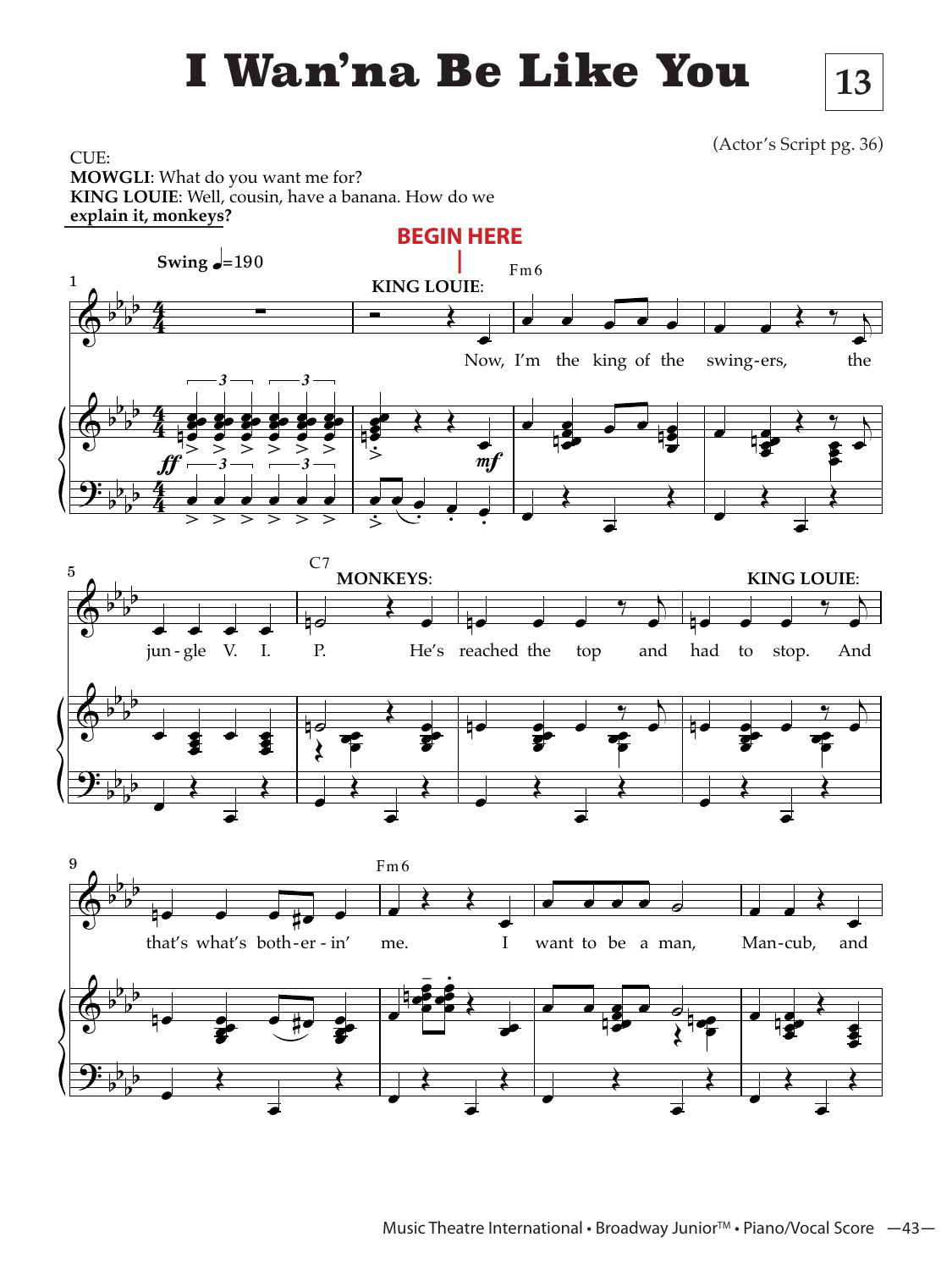# I Wan'na Be Like You

**13**

(Actor's Script pg. 36)

CUE:
**MOWGLI**: What do you want me for?
**KING LOUIE**: Well, cousin, have a banana. How do we **explain it, monkeys?**

**BEGIN HERE**

**Swing** ♩=190

Fm6 · C7 · Fm6

**KING LOUIE**: Now, I'm the king of the swing-ers, the jun-gle V. I. P.

**MONKEYS**: He's reached the top and had to stop.

**KING LOUIE**: And that's what's both-er-in' me. I want to be a man, Man-cub, and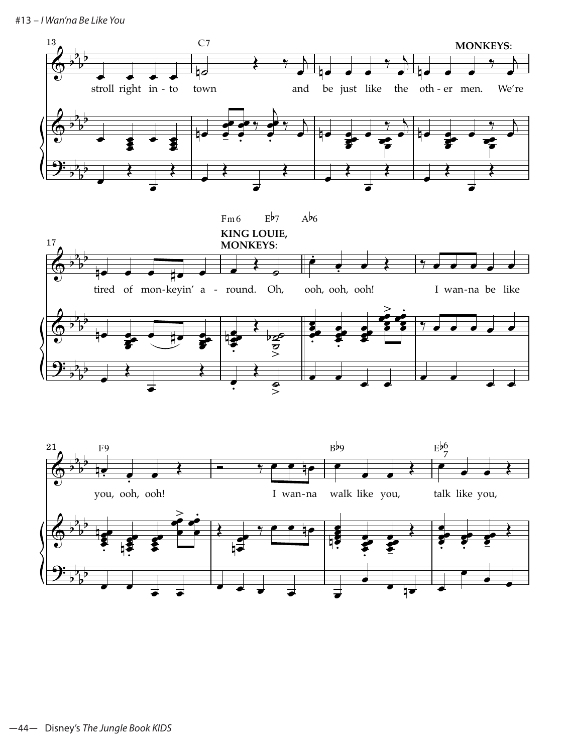13

C7

MONKEYS:

stroll right in - to town and be just like the oth - er men. We're

17

Fm6 E♭7 A♭6

KING LOUIE, MONKEYS:

tired of mon - keyin' a - round. Oh, ooh, ooh, ooh! I wan - na be like

21

F9 B♭9 E♭$^{6}_{7}$

you, ooh, ooh! I wan - na walk like you, talk like you,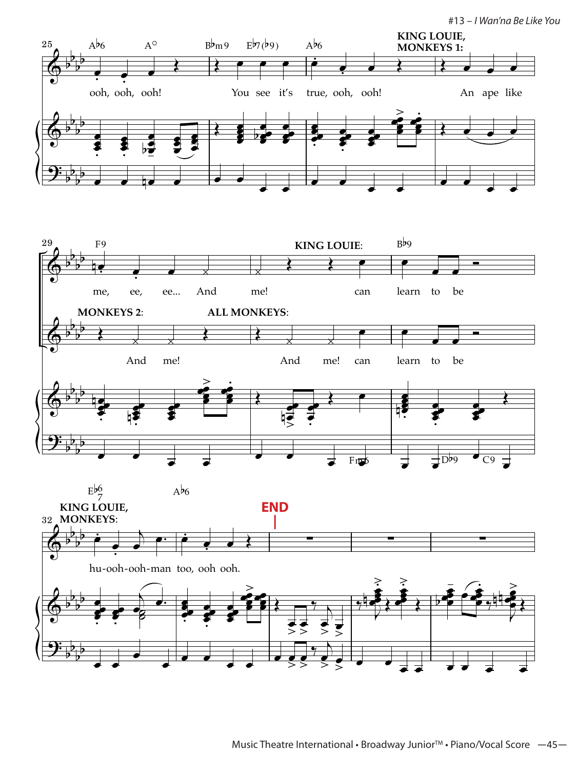**KING LOUIE, MONKEYS 1:**

ooh, ooh, ooh! You see it's true, ooh, ooh! An ape like me, ee, ee... And me!

**MONKEYS 2:** And me!

**ALL MONKEYS:** And me!

**KING LOUIE:** can learn to be

**ALL MONKEYS:** can learn to be

**KING LOUIE, MONKEYS:**

hu-ooh-ooh-man too, ooh ooh.

**END**